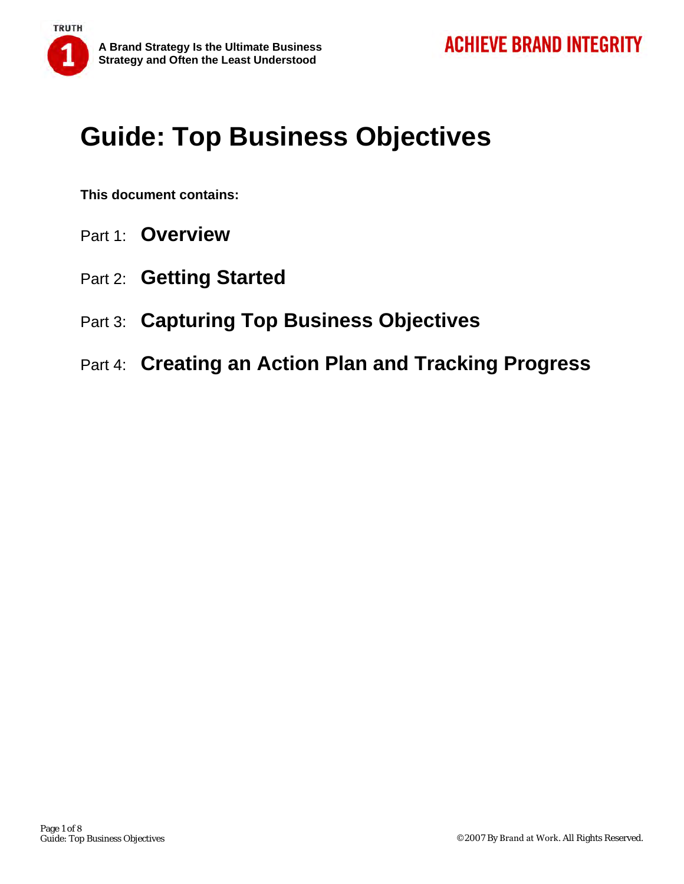# Guide: Top Business Objectives

**This document contains:**

Part 1: **Overview**

Part 2: **Getting Started**

Part 3: **Capturing Top Business Objectives**

Part 4: **Creating an Action Plan and Tracking Progress**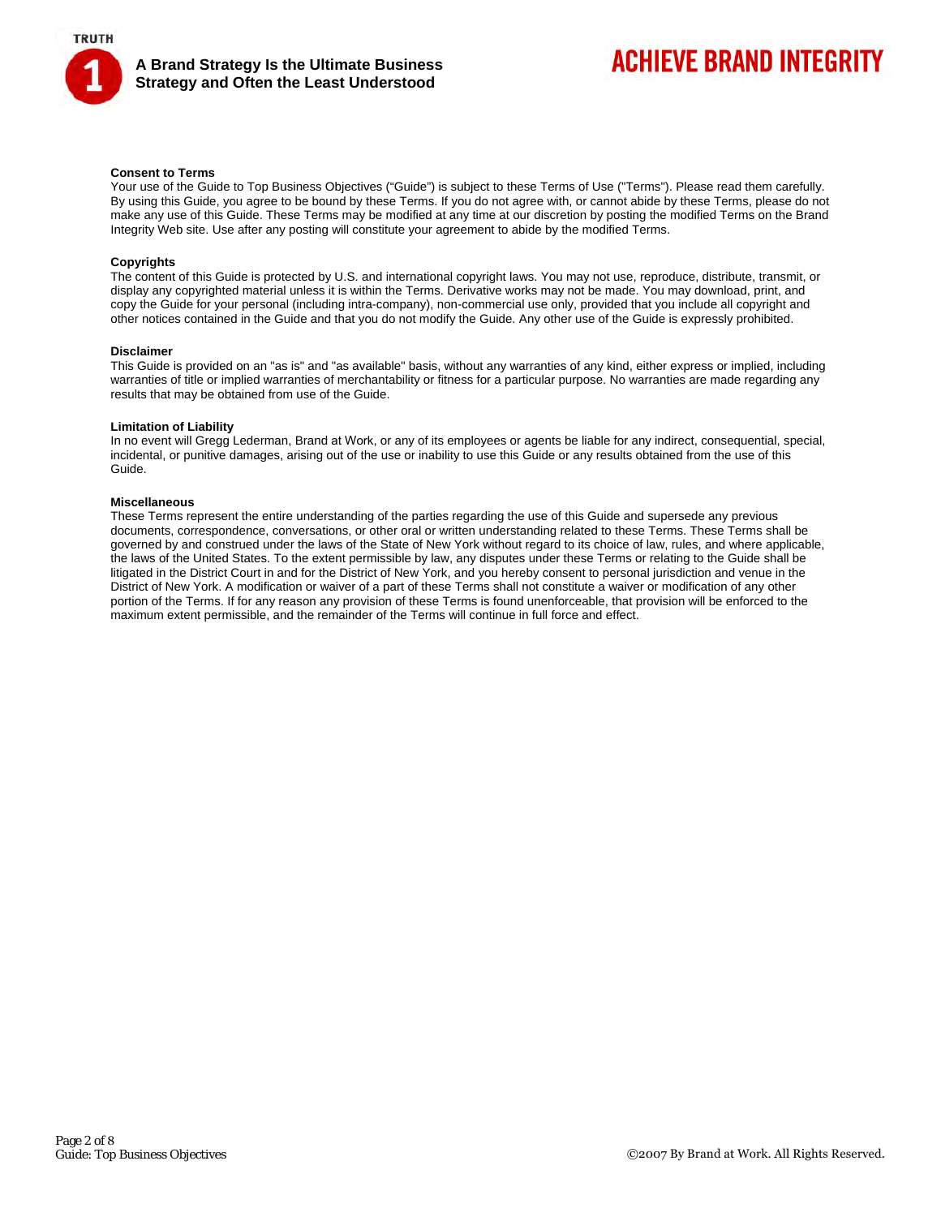### Consent to Terms

Your use of the Guide to Top Business Objectives ("Guide") is subject to these Terms of Use ("Terms"). Please read them carefully. By using this Guide, you agree to be bound by these Terms. If you do not agree with, or cannot abide by these Terms, please do not make any use of this Guide. These Terms may be modified at any time at our discretion by posting the modified Terms on the Brand Integrity Web site. Use after any posting will constitute your agreement to abide by the modified Terms.

### Copyrights

The content of this Guide is protected by U.S. and international copyright laws. You may not use, reproduce, distribute, transmit, or display any copyrighted material unless it is within the Terms. Derivative works may not be made. You may download, print, and copy the Guide for your personal (including intra-company), non-commercial use only, provided that you include all copyright and other notices contained in the Guide and that you do not modify the Guide. Any other use of the Guide is expressly prohibited.

### Disclaimer

This Guide is provided on an "as is" and "as available" basis, without any warranties of any kind, either express or implied, including warranties of title or implied warranties of merchantability or fitness for a particular purpose. No warranties are made regarding any results that may be obtained from use of the Guide.

### Limitation of Liability

In no event will Gregg Lederman, Brand at Work, or any of its employees or agents be liable for any indirect, consequential, special, incidental, or punitive damages, arising out of the use or inability to use this Guide or any results obtained from the use of this Guide.

### Miscellaneous

These Terms represent the entire understanding of the parties regarding the use of this Guide and supersede any previous documents, correspondence, conversations, or other oral or written understanding related to these Terms. These Terms shall be governed by and construed under the laws of the State of New York without regard to its choice of law, rules, and where applicable, the laws of the United States. To the extent permissible by law, any disputes under these Terms or relating to the Guide shall be litigated in the District Court in and for the District of New York, and you hereby consent to personal jurisdiction and venue in the District of New York. A modification or waiver of a part of these Terms shall not constitute a waiver or modification of any other portion of the Terms. If for any reason any provision of these Terms is found unenforceable, that provision will be enforced to the maximum extent permissible, and the remainder of the Terms will continue in full force and effect.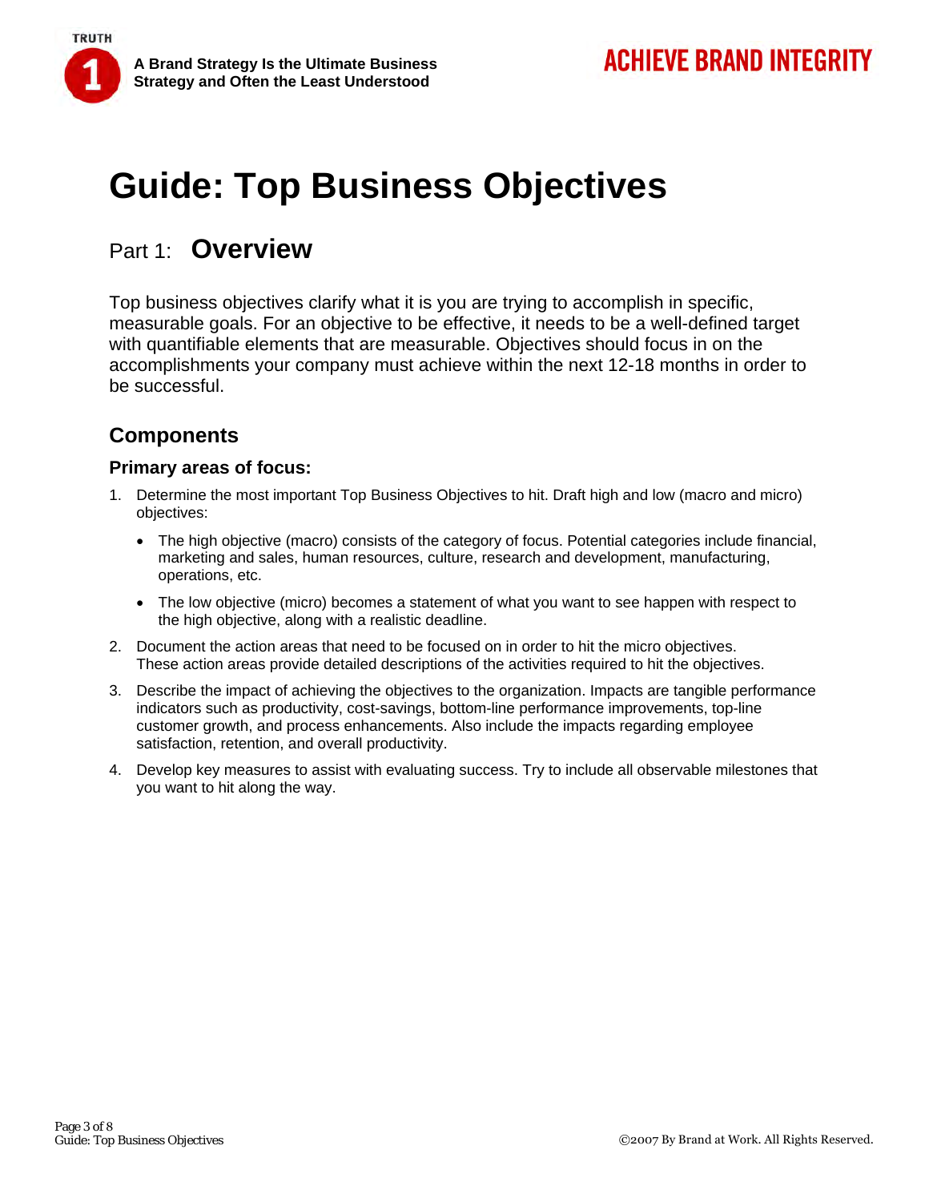# Guide: Top Business Objectives

## Part 1: **Overview**

Top business objectives clarify what it is you are trying to accomplish in specific, measurable goals. For an objective to be effective, it needs to be a well-defined target with quantifiable elements that are measurable. Objectives should focus in on the accomplishments your company must achieve within the next 12-18 months in order to be successful.

### Components

#### Primary areas of focus:

1. Determine the most important Top Business Objectives to hit. Draft high and low (macro and micro) objectives:
   - The high objective (macro) consists of the category of focus. Potential categories include financial, marketing and sales, human resources, culture, research and development, manufacturing, operations, etc.
   - The low objective (micro) becomes a statement of what you want to see happen with respect to the high objective, along with a realistic deadline.
2. Document the action areas that need to be focused on in order to hit the micro objectives. These action areas provide detailed descriptions of the activities required to hit the objectives.
3. Describe the impact of achieving the objectives to the organization. Impacts are tangible performance indicators such as productivity, cost-savings, bottom-line performance improvements, top-line customer growth, and process enhancements. Also include the impacts regarding employee satisfaction, retention, and overall productivity.
4. Develop key measures to assist with evaluating success. Try to include all observable milestones that you want to hit along the way.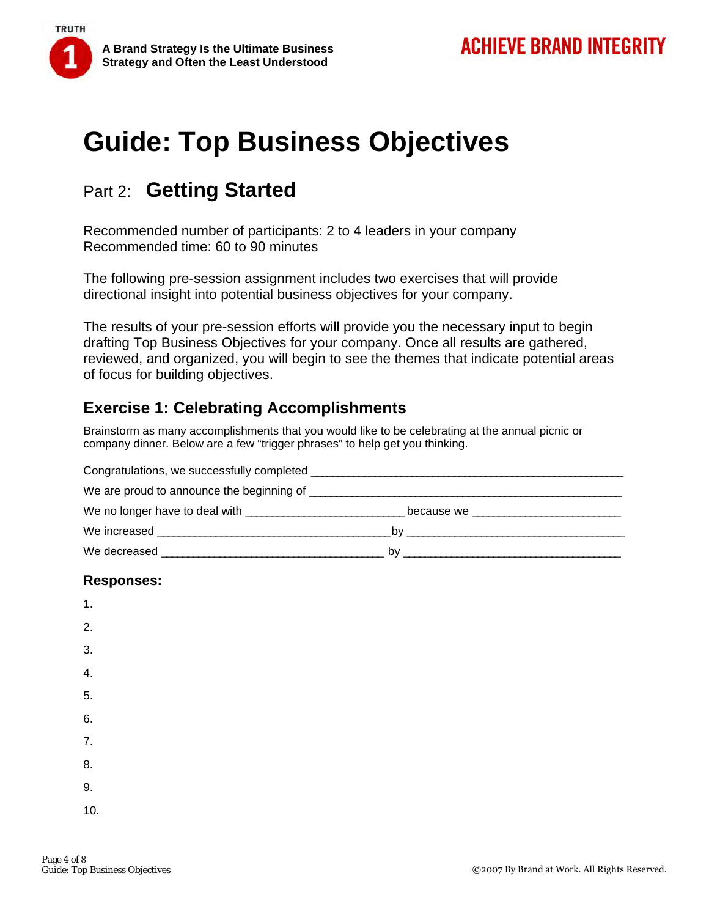# Guide: Top Business Objectives

## Part 2: Getting Started

Recommended number of participants: 2 to 4 leaders in your company
Recommended time: 60 to 90 minutes

The following pre-session assignment includes two exercises that will provide directional insight into potential business objectives for your company.

The results of your pre-session efforts will provide you the necessary input to begin drafting Top Business Objectives for your company. Once all results are gathered, reviewed, and organized, you will begin to see the themes that indicate potential areas of focus for building objectives.

### Exercise 1: Celebrating Accomplishments

Brainstorm as many accomplishments that you would like to be celebrating at the annual picnic or company dinner. Below are a few "trigger phrases" to help get you thinking.

Congratulations, we successfully completed ____________________________________________

We are proud to announce the beginning of ____________________________________________

We no longer have to deal with ________________________ because we ______________________

We increased ____________________________________ by ___________________________________

We decreased ___________________________________ by ___________________________________

### Responses:

1.
2.
3.
4.
5.
6.
7.
8.
9.
10.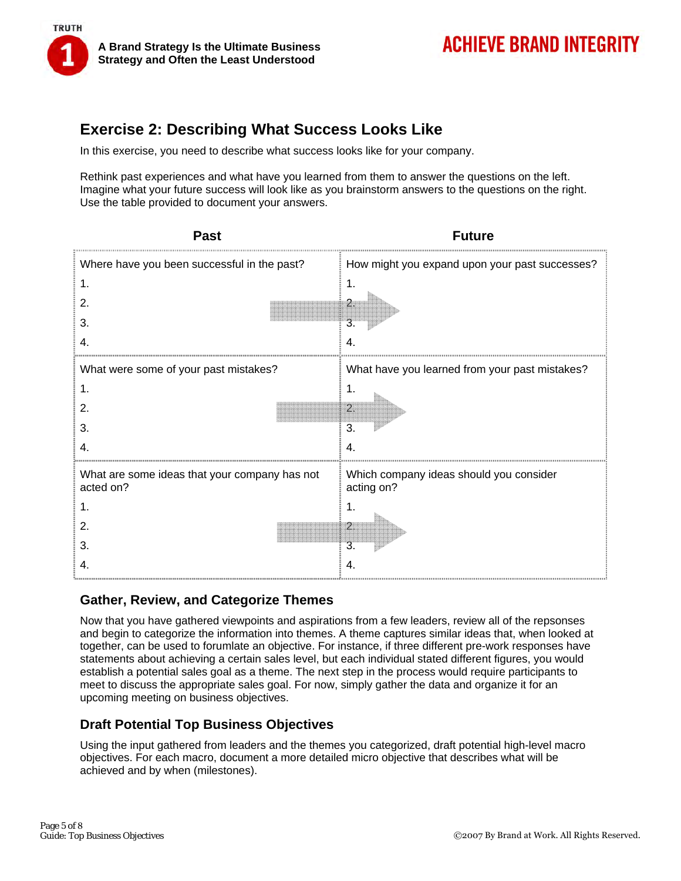## Exercise 2: Describing What Success Looks Like

In this exercise, you need to describe what success looks like for your company.

Rethink past experiences and what have you learned from them to answer the questions on the left. Imagine what your future success will look like as you brainstorm answers to the questions on the right. Use the table provided to document your answers.

| Past | Future |
|---|---|
| Where have you been successful in the past?<br>1.<br>2.<br>3.<br>4. | How might you expand upon your past successes?<br>1.<br>2.<br>3.<br>4. |
| What were some of your past mistakes?<br>1.<br>2.<br>3.<br>4. | What have you learned from your past mistakes?<br>1.<br>2.<br>3.<br>4. |
| What are some ideas that your company has not acted on?<br>1.<br>2.<br>3.<br>4. | Which company ideas should you consider acting on?<br>1.<br>2.<br>3.<br>4. |

### Gather, Review, and Categorize Themes

Now that you have gathered viewpoints and aspirations from a few leaders, review all of the repsonses and begin to categorize the information into themes. A theme captures similar ideas that, when looked at together, can be used to forumlate an objective. For instance, if three different pre-work responses have statements about achieving a certain sales level, but each individual stated different figures, you would establish a potential sales goal as a theme. The next step in the process would require participants to meet to discuss the appropriate sales goal. For now, simply gather the data and organize it for an upcoming meeting on business objectives.

### Draft Potential Top Business Objectives

Using the input gathered from leaders and the themes you categorized, draft potential high-level macro objectives. For each macro, document a more detailed micro objective that describes what will be achieved and by when (milestones).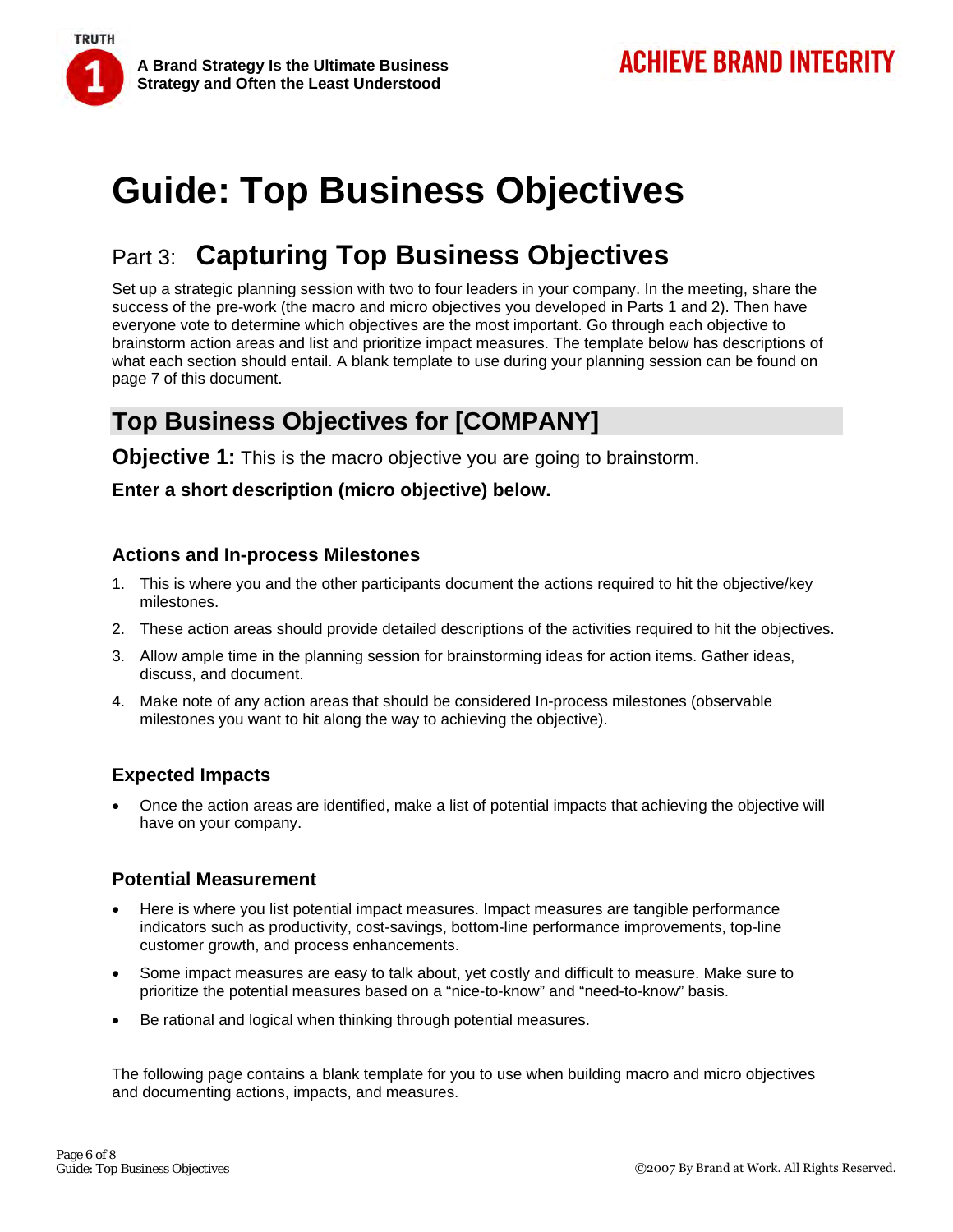# Guide: Top Business Objectives

## Part 3: Capturing Top Business Objectives

Set up a strategic planning session with two to four leaders in your company. In the meeting, share the success of the pre-work (the macro and micro objectives you developed in Parts 1 and 2). Then have everyone vote to determine which objectives are the most important. Go through each objective to brainstorm action areas and list and prioritize impact measures. The template below has descriptions of what each section should entail. A blank template to use during your planning session can be found on page 7 of this document.

## Top Business Objectives for [COMPANY]

**Objective 1:** This is the macro objective you are going to brainstorm.

**Enter a short description (micro objective) below.**

### Actions and In-process Milestones

1. This is where you and the other participants document the actions required to hit the objective/key milestones.
2. These action areas should provide detailed descriptions of the activities required to hit the objectives.
3. Allow ample time in the planning session for brainstorming ideas for action items. Gather ideas, discuss, and document.
4. Make note of any action areas that should be considered In-process milestones (observable milestones you want to hit along the way to achieving the objective).

### Expected Impacts

- Once the action areas are identified, make a list of potential impacts that achieving the objective will have on your company.

### Potential Measurement

- Here is where you list potential impact measures. Impact measures are tangible performance indicators such as productivity, cost-savings, bottom-line performance improvements, top-line customer growth, and process enhancements.
- Some impact measures are easy to talk about, yet costly and difficult to measure. Make sure to prioritize the potential measures based on a "nice-to-know" and "need-to-know" basis.
- Be rational and logical when thinking through potential measures.

The following page contains a blank template for you to use when building macro and micro objectives and documenting actions, impacts, and measures.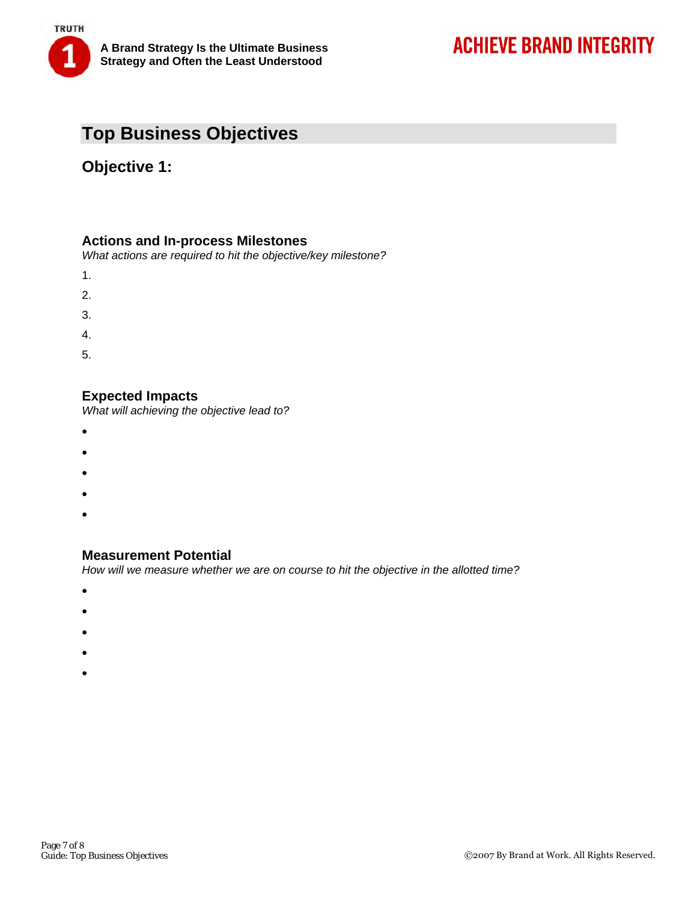## Top Business Objectives

### Objective 1:

#### Actions and In-process Milestones

*What actions are required to hit the objective/key milestone?*

1.
2.
3.
4.
5.

#### Expected Impacts

*What will achieving the objective lead to?*

- 
- 
- 
- 
- 

#### Measurement Potential

*How will we measure whether we are on course to hit the objective in the allotted time?*

- 
- 
- 
- 
-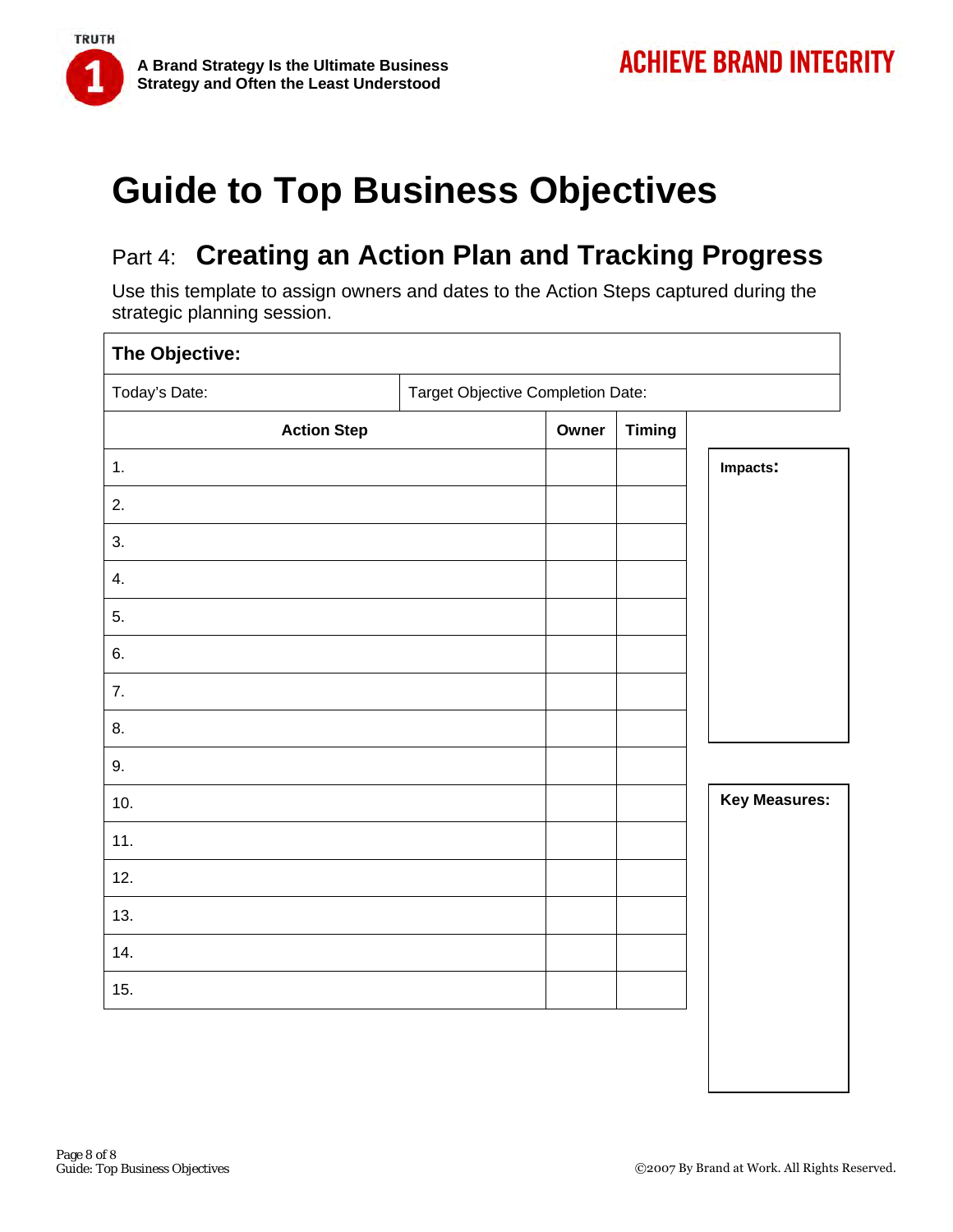# Guide to Top Business Objectives

## Part 4: Creating an Action Plan and Tracking Progress

Use this template to assign owners and dates to the Action Steps captured during the strategic planning session.

| **The Objective:** | | |
|---|---|---|
| Today's Date: | Target Objective Completion Date: | |
| **Action Step** | **Owner** | **Timing** |
| 1. | | |
| 2. | | |
| 3. | | |
| 4. | | |
| 5. | | |
| 6. | | |
| 7. | | |
| 8. | | |
| 9. | | |
| 10. | | |
| 11. | | |
| 12. | | |
| 13. | | |
| 14. | | |
| 15. | | |

**Impacts:**

**Key Measures:**

©2007 By Brand at Work. All Rights Reserved.